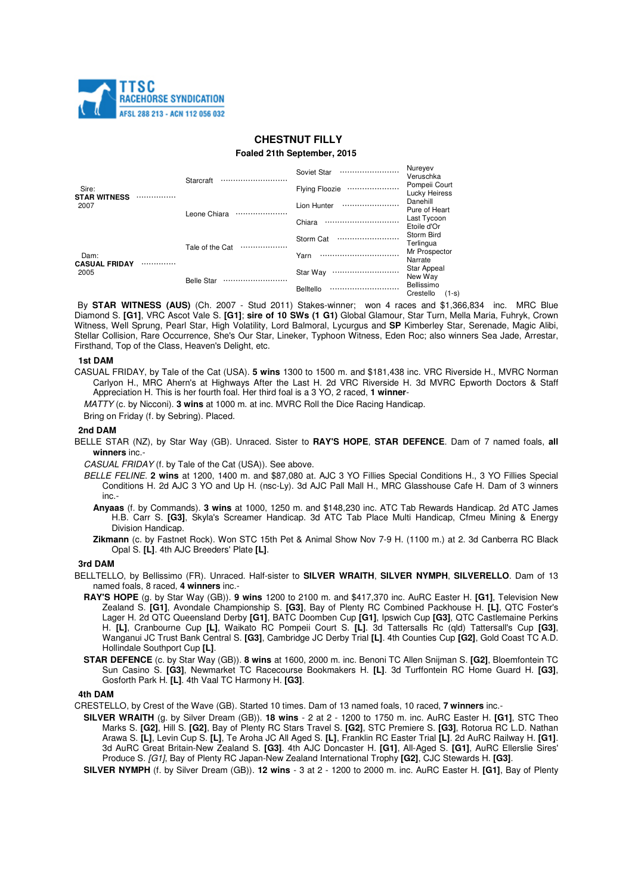**TTSC RACEHORSE SYNDICATION**
AFSL 288 213 - ACN 112 056 032

## CHESTNUT FILLY

**Foaled 21th September, 2015**

| | | | |
|---|---|---|---|
| Sire: **STAR WITNESS** 2007 | Starcraft | Soviet Star | Nureyev |
| | | | Veruschka |
| | | Flying Floozie | Pompeii Court |
| | | | Lucky Heiress |
| | Leone Chiara | Lion Hunter | Danehill |
| | | | Pure of Heart |
| | | Chiara | Last Tycoon |
| | | | Etoile d'Or |
| Dam: **CASUAL FRIDAY** 2005 | Tale of the Cat | Storm Cat | Storm Bird |
| | | | Terlingua |
| | | Yarn | Mr Prospector |
| | | | Narrate |
| | Belle Star | Star Way | Star Appeal |
| | | | New Way |
| | | Belltello | Bellissimo |
| | | | Crestello (1-s) |

By **STAR WITNESS (AUS)** (Ch. 2007 - Stud 2011) Stakes-winner; won 4 races and $1,366,834 inc. MRC Blue Diamond S. **[G1]**, VRC Ascot Vale S. **[G1]**; **sire of 10 SWs (1 G1)** Global Glamour, Star Turn, Mella Maria, Fuhryk, Crown Witness, Well Sprung, Pearl Star, High Volatility, Lord Balmoral, Lycurgus and **SP** Kimberley Star, Serenade, Magic Alibi, Stellar Collision, Rare Occurrence, She's Our Star, Lineker, Typhoon Witness, Eden Roc; also winners Sea Jade, Arrestar, Firsthand, Top of the Class, Heaven's Delight, etc.

### 1st DAM

CASUAL FRIDAY, by Tale of the Cat (USA). **5 wins** 1300 to 1500 m. and $181,438 inc. VRC Riverside H., MVRC Norman Carlyon H., MRC Ahern's at Highways After the Last H. 2d VRC Riverside H. 3d MVRC Epworth Doctors & Staff Appreciation H. This is her fourth foal. Her third foal is a 3 YO, 2 raced, **1 winner**-

*MATTY* (c. by Nicconi). **3 wins** at 1000 m. at inc. MVRC Roll the Dice Racing Handicap.

Bring on Friday (f. by Sebring). Placed.

### 2nd DAM

BELLE STAR (NZ), by Star Way (GB). Unraced. Sister to **RAY'S HOPE**, **STAR DEFENCE**. Dam of 7 named foals, **all winners** inc.-

*CASUAL FRIDAY* (f. by Tale of the Cat (USA)). See above.

*BELLE FELINE*. **2 wins** at 1200, 1400 m. and $87,080 at. AJC 3 YO Fillies Special Conditions H., 3 YO Fillies Special Conditions H. 2d AJC 3 YO and Up H. (nsc-Ly). 3d AJC Pall Mall H., MRC Glasshouse Cafe H. Dam of 3 winners inc.-

**Anyaas** (f. by Commands). **3 wins** at 1000, 1250 m. and $148,230 inc. ATC Tab Rewards Handicap. 2d ATC James H.B. Carr S. **[G3]**, Skyla's Screamer Handicap. 3d ATC Tab Place Multi Handicap, Cfmeu Mining & Energy Division Handicap.

**Zikmann** (c. by Fastnet Rock). Won STC 15th Pet & Animal Show Nov 7-9 H. (1100 m.) at 2. 3d Canberra RC Black Opal S. **[L]**. 4th AJC Breeders' Plate **[L]**.

### 3rd DAM

BELLTELLO, by Bellissimo (FR). Unraced. Half-sister to **SILVER WRAITH**, **SILVER NYMPH**, **SILVERELLO**. Dam of 13 named foals, 8 raced, **4 winners** inc.-

**RAY'S HOPE** (g. by Star Way (GB)). **9 wins** 1200 to 2100 m. and $417,370 inc. AuRC Easter H. **[G1]**, Television New Zealand S. **[G1]**, Avondale Championship S. **[G3]**, Bay of Plenty RC Combined Packhouse H. **[L]**, QTC Foster's Lager H. 2d QTC Queensland Derby **[G1]**, BATC Doomben Cup **[G1]**, Ipswich Cup **[G3]**, QTC Castlemaine Perkins H. **[L]**, Cranbourne Cup **[L]**, Waikato RC Pompeii Court S. **[L]**. 3d Tattersalls Rc (qld) Tattersall's Cup **[G3]**, Wanganui JC Trust Bank Central S. **[G3]**, Cambridge JC Derby Trial **[L]**. 4th Counties Cup **[G2]**, Gold Coast TC A.D. Hollindale Southport Cup **[L]**.

**STAR DEFENCE** (c. by Star Way (GB)). **8 wins** at 1600, 2000 m. inc. Benoni TC Allen Snijman S. **[G2]**, Bloemfontein TC Sun Casino S. **[G3]**, Newmarket TC Racecourse Bookmakers H. **[L]**. 3d Turffontein RC Home Guard H. **[G3]**, Gosforth Park H. **[L]**. 4th Vaal TC Harmony H. **[G3]**.

### 4th DAM

CRESTELLO, by Crest of the Wave (GB). Started 10 times. Dam of 13 named foals, 10 raced, **7 winners** inc.-

**SILVER WRAITH** (g. by Silver Dream (GB)). **18 wins** - 2 at 2 - 1200 to 1750 m. inc. AuRC Easter H. **[G1]**, STC Theo Marks S. **[G2]**, Hill S. **[G2]**, Bay of Plenty RC Stars Travel S. **[G2]**, STC Premiere S. **[G3]**, Rotorua RC L.D. Nathan Arawa S. **[L]**, Levin Cup S. **[L]**, Te Aroha JC All Aged S. **[L]**, Franklin RC Easter Trial **[L]**. 2d AuRC Railway H. **[G1]**. 3d AuRC Great Britain-New Zealand S. **[G3]**. 4th AJC Doncaster H. **[G1]**, All-Aged S. **[G1]**, AuRC Ellerslie Sires' Produce S. *[G1]*, Bay of Plenty RC Japan-New Zealand International Trophy **[G2]**, CJC Stewards H. **[G3]**.

**SILVER NYMPH** (f. by Silver Dream (GB)). **12 wins** - 3 at 2 - 1200 to 2000 m. inc. AuRC Easter H. **[G1]**, Bay of Plenty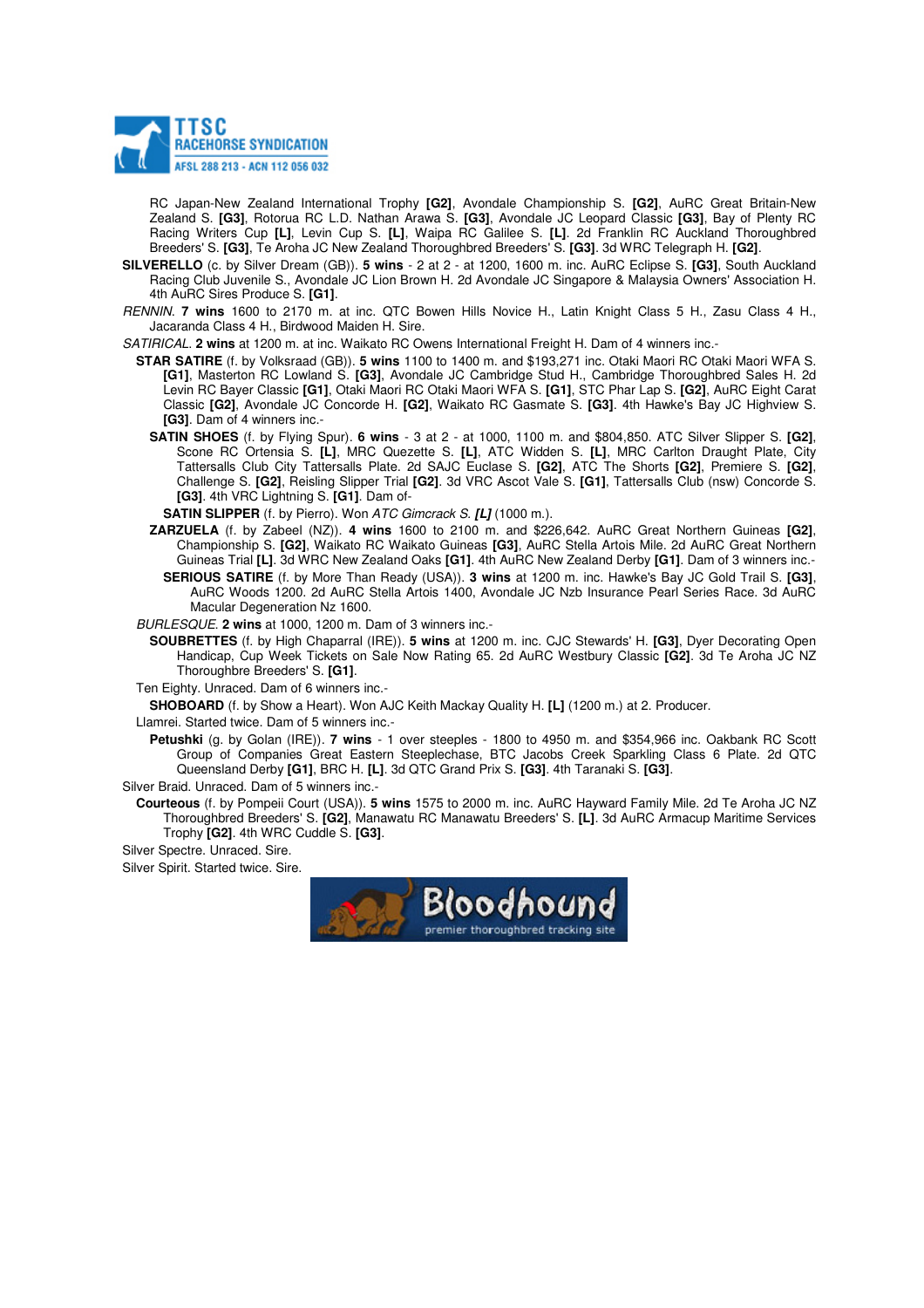RC Japan-New Zealand International Trophy **[G2]**, Avondale Championship S. **[G2]**, AuRC Great Britain-New Zealand S. **[G3]**, Rotorua RC L.D. Nathan Arawa S. **[G3]**, Avondale JC Leopard Classic **[G3]**, Bay of Plenty RC Racing Writers Cup **[L]**, Levin Cup S. **[L]**, Waipa RC Galilee S. **[L]**. 2d Franklin RC Auckland Thoroughbred Breeders' S. **[G3]**, Te Aroha JC New Zealand Thoroughbred Breeders' S. **[G3]**. 3d WRC Telegraph H. **[G2]**.

**SILVERELLO** (c. by Silver Dream (GB)). **5 wins** - 2 at 2 - at 1200, 1600 m. inc. AuRC Eclipse S. **[G3]**, South Auckland Racing Club Juvenile S., Avondale JC Lion Brown H. 2d Avondale JC Singapore & Malaysia Owners' Association H. 4th AuRC Sires Produce S. **[G1]**.

*RENNIN*. **7 wins** 1600 to 2170 m. at inc. QTC Bowen Hills Novice H., Latin Knight Class 5 H., Zasu Class 4 H., Jacaranda Class 4 H., Birdwood Maiden H. Sire.

*SATIRICAL*. **2 wins** at 1200 m. at inc. Waikato RC Owens International Freight H. Dam of 4 winners inc.-

**STAR SATIRE** (f. by Volksraad (GB)). **5 wins** 1100 to 1400 m. and $193,271 inc. Otaki Maori RC Otaki Maori WFA S. **[G1]**, Masterton RC Lowland S. **[G3]**, Avondale JC Cambridge Stud H., Cambridge Thoroughbred Sales H. 2d Levin RC Bayer Classic **[G1]**, Otaki Maori RC Otaki Maori WFA S. **[G1]**, STC Phar Lap S. **[G2]**, AuRC Eight Carat Classic **[G2]**, Avondale JC Concorde H. **[G2]**, Waikato RC Gasmate S. **[G3]**. 4th Hawke's Bay JC Highview S. **[G3]**. Dam of 4 winners inc.-

**SATIN SHOES** (f. by Flying Spur). **6 wins** - 3 at 2 - at 1000, 1100 m. and $804,850. ATC Silver Slipper S. **[G2]**, Scone RC Ortensia S. **[L]**, MRC Quezette S. **[L]**, ATC Widden S. **[L]**, MRC Carlton Draught Plate, City Tattersalls Club City Tattersalls Plate. 2d SAJC Euclase S. **[G2]**, ATC The Shorts **[G2]**, Premiere S. **[G2]**, Challenge S. **[G2]**, Reisling Slipper Trial **[G2]**. 3d VRC Ascot Vale S. **[G1]**, Tattersalls Club (nsw) Concorde S. **[G3]**. 4th VRC Lightning S. **[G1]**. Dam of-

**SATIN SLIPPER** (f. by Pierro). Won *ATC Gimcrack S.* ***[L]*** (1000 m.).

**ZARZUELA** (f. by Zabeel (NZ)). **4 wins** 1600 to 2100 m. and $226,642. AuRC Great Northern Guineas **[G2]**, Championship S. **[G2]**, Waikato RC Waikato Guineas **[G3]**, AuRC Stella Artois Mile. 2d AuRC Great Northern Guineas Trial **[L]**. 3d WRC New Zealand Oaks **[G1]**. 4th AuRC New Zealand Derby **[G1]**. Dam of 3 winners inc.-

**SERIOUS SATIRE** (f. by More Than Ready (USA)). **3 wins** at 1200 m. inc. Hawke's Bay JC Gold Trail S. **[G3]**, AuRC Woods 1200. 2d AuRC Stella Artois 1400, Avondale JC Nzb Insurance Pearl Series Race. 3d AuRC Macular Degeneration Nz 1600.

*BURLESQUE*. **2 wins** at 1000, 1200 m. Dam of 3 winners inc.-

**SOUBRETTES** (f. by High Chaparral (IRE)). **5 wins** at 1200 m. inc. CJC Stewards' H. **[G3]**, Dyer Decorating Open Handicap, Cup Week Tickets on Sale Now Rating 65. 2d AuRC Westbury Classic **[G2]**. 3d Te Aroha JC NZ Thoroughbre Breeders' S. **[G1]**.

Ten Eighty. Unraced. Dam of 6 winners inc.-

**SHOBOARD** (f. by Show a Heart). Won AJC Keith Mackay Quality H. **[L]** (1200 m.) at 2. Producer.

Llamrei. Started twice. Dam of 5 winners inc.-

**Petushki** (g. by Golan (IRE)). **7 wins** - 1 over steeples - 1800 to 4950 m. and $354,966 inc. Oakbank RC Scott Group of Companies Great Eastern Steeplechase, BTC Jacobs Creek Sparkling Class 6 Plate. 2d QTC Queensland Derby **[G1]**, BRC H. **[L]**. 3d QTC Grand Prix S. **[G3]**. 4th Taranaki S. **[G3]**.

Silver Braid. Unraced. Dam of 5 winners inc.-

**Courteous** (f. by Pompeii Court (USA)). **5 wins** 1575 to 2000 m. inc. AuRC Hayward Family Mile. 2d Te Aroha JC NZ Thoroughbred Breeders' S. **[G2]**, Manawatu RC Manawatu Breeders' S. **[L]**. 3d AuRC Armacup Maritime Services Trophy **[G2]**. 4th WRC Cuddle S. **[G3]**.

Silver Spectre. Unraced. Sire.

Silver Spirit. Started twice. Sire.